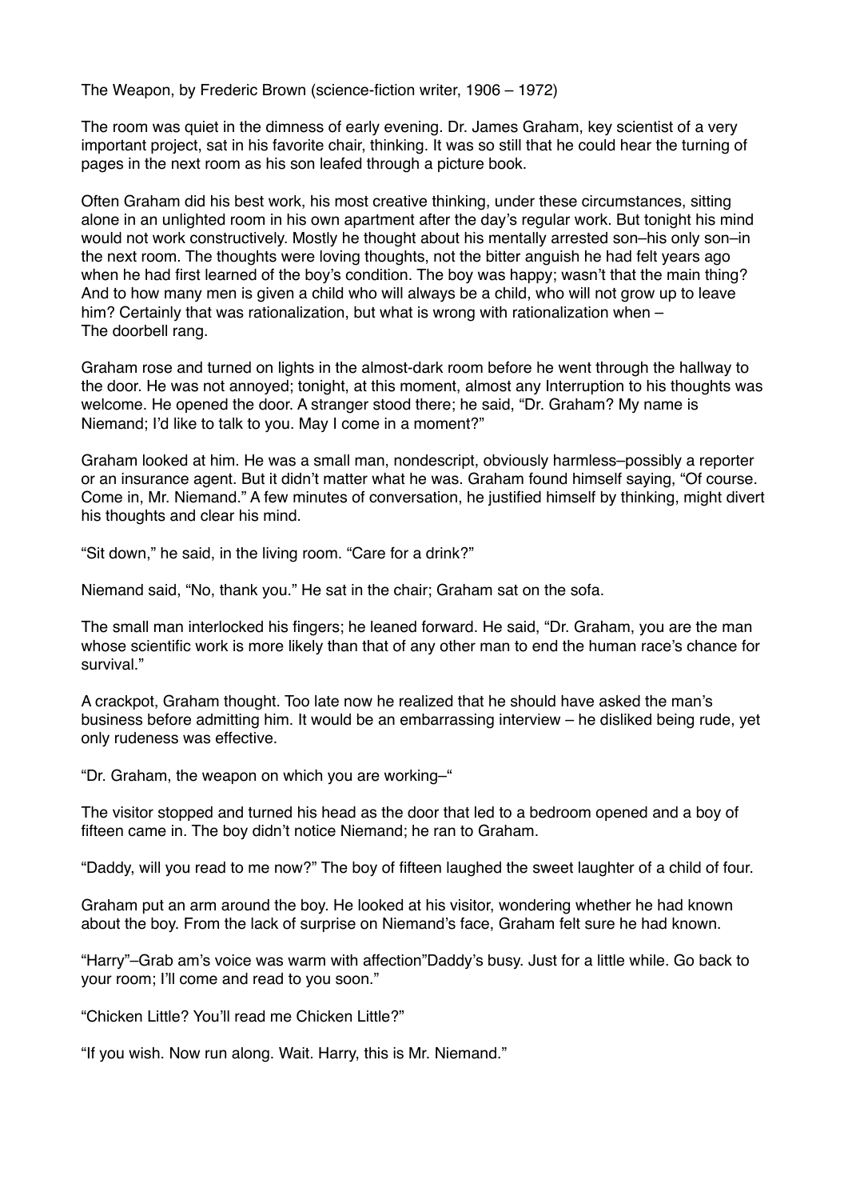The Weapon, by Frederic Brown (science-fiction writer, 1906 – 1972)

The room was quiet in the dimness of early evening. Dr. James Graham, key scientist of a very important project, sat in his favorite chair, thinking. It was so still that he could hear the turning of pages in the next room as his son leafed through a picture book.

Often Graham did his best work, his most creative thinking, under these circumstances, sitting alone in an unlighted room in his own apartment after the day's regular work. But tonight his mind would not work constructively. Mostly he thought about his mentally arrested son–his only son–in the next room. The thoughts were loving thoughts, not the bitter anguish he had felt years ago when he had first learned of the boy's condition. The boy was happy; wasn't that the main thing? And to how many men is given a child who will always be a child, who will not grow up to leave him? Certainly that was rationalization, but what is wrong with rationalization when –
The doorbell rang.

Graham rose and turned on lights in the almost-dark room before he went through the hallway to the door. He was not annoyed; tonight, at this moment, almost any Interruption to his thoughts was welcome. He opened the door. A stranger stood there; he said, "Dr. Graham? My name is Niemand; I'd like to talk to you. May I come in a moment?"

Graham looked at him. He was a small man, nondescript, obviously harmless–possibly a reporter or an insurance agent. But it didn't matter what he was. Graham found himself saying, "Of course. Come in, Mr. Niemand." A few minutes of conversation, he justified himself by thinking, might divert his thoughts and clear his mind.

"Sit down," he said, in the living room. "Care for a drink?"

Niemand said, "No, thank you." He sat in the chair; Graham sat on the sofa.

The small man interlocked his fingers; he leaned forward. He said, "Dr. Graham, you are the man whose scientific work is more likely than that of any other man to end the human race's chance for survival."

A crackpot, Graham thought. Too late now he realized that he should have asked the man's business before admitting him. It would be an embarrassing interview – he disliked being rude, yet only rudeness was effective.

"Dr. Graham, the weapon on which you are working–"

The visitor stopped and turned his head as the door that led to a bedroom opened and a boy of fifteen came in. The boy didn't notice Niemand; he ran to Graham.

"Daddy, will you read to me now?" The boy of fifteen laughed the sweet laughter of a child of four.

Graham put an arm around the boy. He looked at his visitor, wondering whether he had known about the boy. From the lack of surprise on Niemand's face, Graham felt sure he had known.

"Harry"–Grab am's voice was warm with affection"Daddy's busy. Just for a little while. Go back to your room; I'll come and read to you soon."

"Chicken Little? You'll read me Chicken Little?"

"If you wish. Now run along. Wait. Harry, this is Mr. Niemand."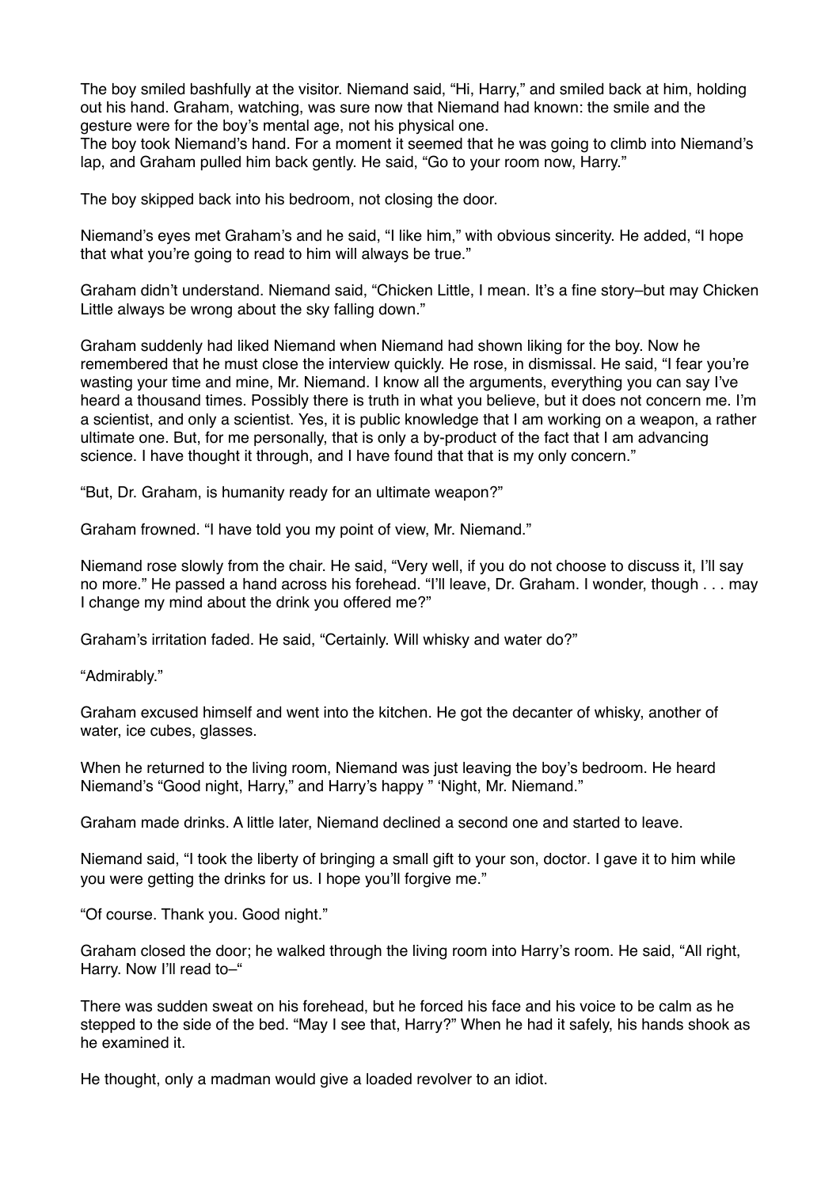The boy smiled bashfully at the visitor. Niemand said, "Hi, Harry," and smiled back at him, holding out his hand. Graham, watching, was sure now that Niemand had known: the smile and the gesture were for the boy's mental age, not his physical one.
The boy took Niemand's hand. For a moment it seemed that he was going to climb into Niemand's lap, and Graham pulled him back gently. He said, "Go to your room now, Harry."

The boy skipped back into his bedroom, not closing the door.

Niemand's eyes met Graham's and he said, "I like him," with obvious sincerity. He added, "I hope that what you're going to read to him will always be true."

Graham didn't understand. Niemand said, "Chicken Little, I mean. It's a fine story–but may Chicken Little always be wrong about the sky falling down."

Graham suddenly had liked Niemand when Niemand had shown liking for the boy. Now he remembered that he must close the interview quickly. He rose, in dismissal. He said, "I fear you're wasting your time and mine, Mr. Niemand. I know all the arguments, everything you can say I've heard a thousand times. Possibly there is truth in what you believe, but it does not concern me. I'm a scientist, and only a scientist. Yes, it is public knowledge that I am working on a weapon, a rather ultimate one. But, for me personally, that is only a by-product of the fact that I am advancing science. I have thought it through, and I have found that that is my only concern."

"But, Dr. Graham, is humanity ready for an ultimate weapon?"

Graham frowned. "I have told you my point of view, Mr. Niemand."

Niemand rose slowly from the chair. He said, "Very well, if you do not choose to discuss it, I'll say no more." He passed a hand across his forehead. "I'll leave, Dr. Graham. I wonder, though . . . may I change my mind about the drink you offered me?"

Graham's irritation faded. He said, "Certainly. Will whisky and water do?"

"Admirably."

Graham excused himself and went into the kitchen. He got the decanter of whisky, another of water, ice cubes, glasses.

When he returned to the living room, Niemand was just leaving the boy's bedroom. He heard Niemand's "Good night, Harry," and Harry's happy " 'Night, Mr. Niemand."

Graham made drinks. A little later, Niemand declined a second one and started to leave.

Niemand said, "I took the liberty of bringing a small gift to your son, doctor. I gave it to him while you were getting the drinks for us. I hope you'll forgive me."

"Of course. Thank you. Good night."

Graham closed the door; he walked through the living room into Harry's room. He said, "All right, Harry. Now I'll read to–"

There was sudden sweat on his forehead, but he forced his face and his voice to be calm as he stepped to the side of the bed. "May I see that, Harry?" When he had it safely, his hands shook as he examined it.

He thought, only a madman would give a loaded revolver to an idiot.